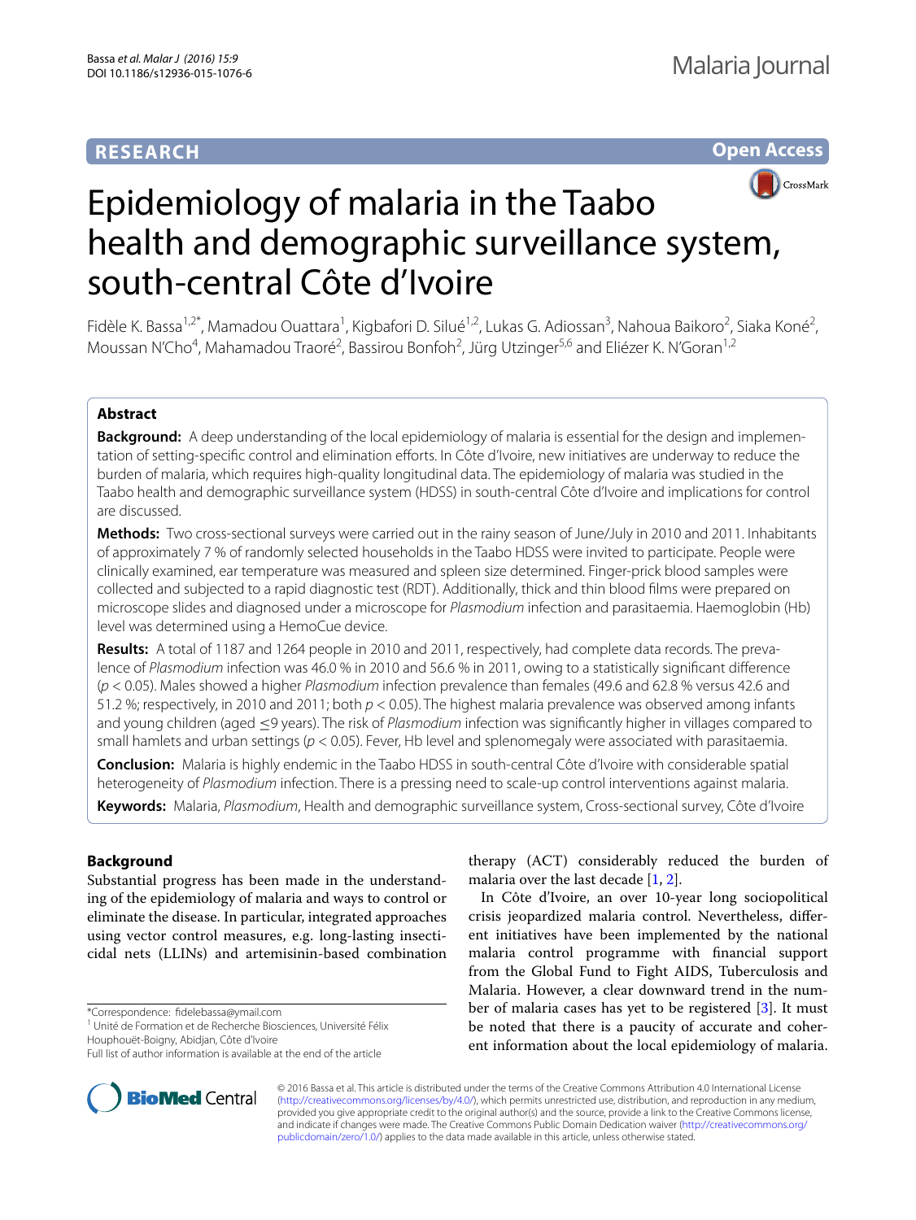**RESEARCH** **Open Access**

# Epidemiology of malaria in the Taabo health and demographic surveillance system, south-central Côte d'Ivoire

Fidèle K. Bassa[1,2*], Mamadou Ouattara[1], Kigbafori D. Silué[1,2], Lukas G. Adiossan[3], Nahoua Baikoro[2], Siaka Koné[2], Moussan N'Cho[4], Mahamadou Traoré[2], Bassirou Bonfoh[2], Jürg Utzinger[5,6] and Eliézer K. N'Goran[1,2]

## Abstract

**Background:** A deep understanding of the local epidemiology of malaria is essential for the design and implementation of setting-specific control and elimination efforts. In Côte d'Ivoire, new initiatives are underway to reduce the burden of malaria, which requires high-quality longitudinal data. The epidemiology of malaria was studied in the Taabo health and demographic surveillance system (HDSS) in south-central Côte d'Ivoire and implications for control are discussed.

**Methods:** Two cross-sectional surveys were carried out in the rainy season of June/July in 2010 and 2011. Inhabitants of approximately 7 % of randomly selected households in the Taabo HDSS were invited to participate. People were clinically examined, ear temperature was measured and spleen size determined. Finger-prick blood samples were collected and subjected to a rapid diagnostic test (RDT). Additionally, thick and thin blood films were prepared on microscope slides and diagnosed under a microscope for *Plasmodium* infection and parasitaemia. Haemoglobin (Hb) level was determined using a HemoCue device.

**Results:** A total of 1187 and 1264 people in 2010 and 2011, respectively, had complete data records. The prevalence of *Plasmodium* infection was 46.0 % in 2010 and 56.6 % in 2011, owing to a statistically significant difference ($p < 0.05$). Males showed a higher *Plasmodium* infection prevalence than females (49.6 and 62.8 % versus 42.6 and 51.2 %; respectively, in 2010 and 2011; both $p < 0.05$). The highest malaria prevalence was observed among infants and young children (aged ≤9 years). The risk of *Plasmodium* infection was significantly higher in villages compared to small hamlets and urban settings ($p < 0.05$). Fever, Hb level and splenomegaly were associated with parasitaemia.

**Conclusion:** Malaria is highly endemic in the Taabo HDSS in south-central Côte d'Ivoire with considerable spatial heterogeneity of *Plasmodium* infection. There is a pressing need to scale-up control interventions against malaria.

**Keywords:** Malaria, *Plasmodium*, Health and demographic surveillance system, Cross-sectional survey, Côte d'Ivoire

## Background

Substantial progress has been made in the understanding of the epidemiology of malaria and ways to control or eliminate the disease. In particular, integrated approaches using vector control measures, e.g. long-lasting insecticidal nets (LLINs) and artemisinin-based combination therapy (ACT) considerably reduced the burden of malaria over the last decade [1, 2].

In Côte d'Ivoire, an over 10-year long sociopolitical crisis jeopardized malaria control. Nevertheless, different initiatives have been implemented by the national malaria control programme with financial support from the Global Fund to Fight AIDS, Tuberculosis and Malaria. However, a clear downward trend in the number of malaria cases has yet to be registered [3]. It must be noted that there is a paucity of accurate and coherent information about the local epidemiology of malaria.

*Correspondence: fidelebassa@ymail.com
[1] Unité de Formation et de Recherche Biosciences, Université Félix Houphouët-Boigny, Abidjan, Côte d'Ivoire
Full list of author information is available at the end of the article

© 2016 Bassa et al. This article is distributed under the terms of the Creative Commons Attribution 4.0 International License (http://creativecommons.org/licenses/by/4.0/), which permits unrestricted use, distribution, and reproduction in any medium, provided you give appropriate credit to the original author(s) and the source, provide a link to the Creative Commons license, and indicate if changes were made. The Creative Commons Public Domain Dedication waiver (http://creativecommons.org/publicdomain/zero/1.0/) applies to the data made available in this article, unless otherwise stated.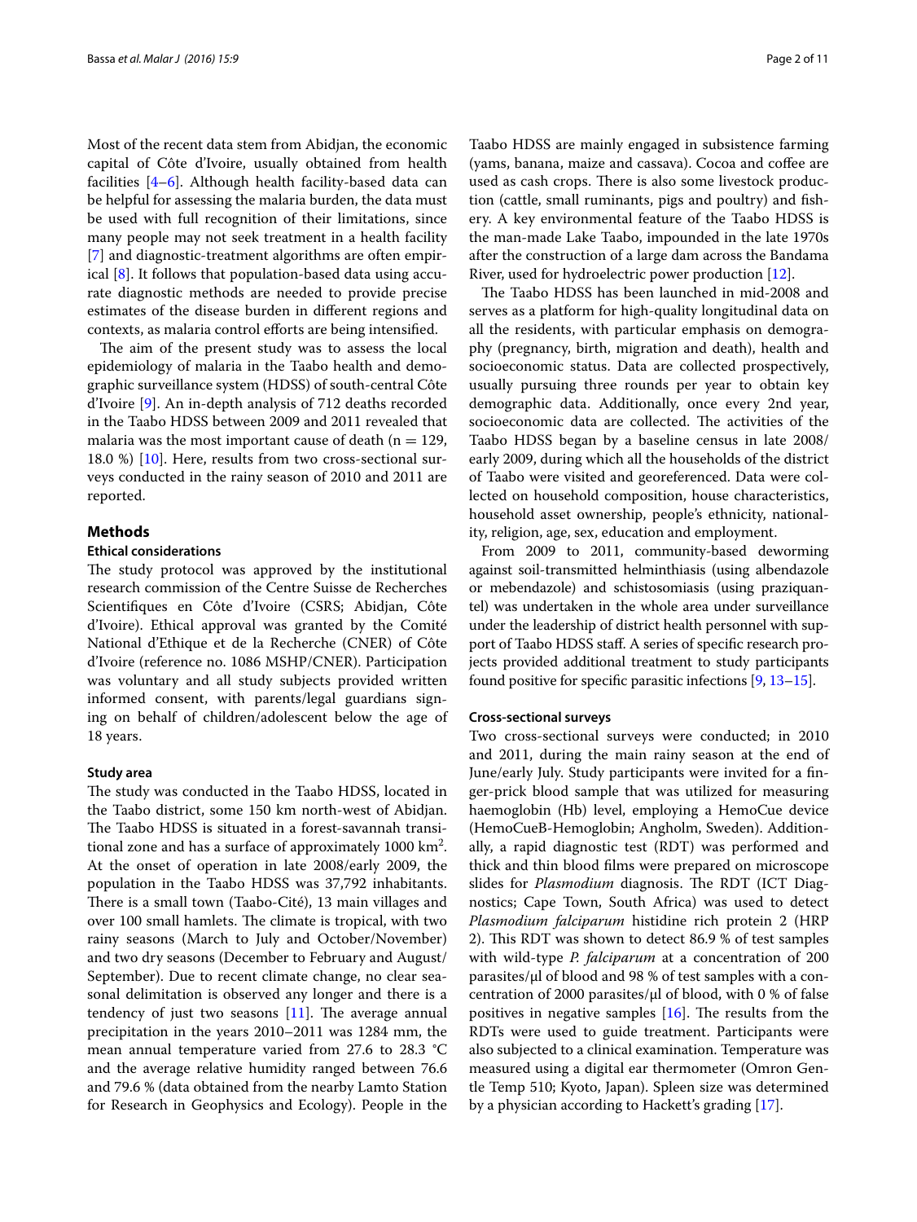Most of the recent data stem from Abidjan, the economic capital of Côte d'Ivoire, usually obtained from health facilities [4–6]. Although health facility-based data can be helpful for assessing the malaria burden, the data must be used with full recognition of their limitations, since many people may not seek treatment in a health facility [7] and diagnostic-treatment algorithms are often empirical [8]. It follows that population-based data using accurate diagnostic methods are needed to provide precise estimates of the disease burden in different regions and contexts, as malaria control efforts are being intensified.

The aim of the present study was to assess the local epidemiology of malaria in the Taabo health and demographic surveillance system (HDSS) of south-central Côte d'Ivoire [9]. An in-depth analysis of 712 deaths recorded in the Taabo HDSS between 2009 and 2011 revealed that malaria was the most important cause of death ($n = 129$, 18.0 %) [10]. Here, results from two cross-sectional surveys conducted in the rainy season of 2010 and 2011 are reported.

## Methods

### Ethical considerations

The study protocol was approved by the institutional research commission of the Centre Suisse de Recherches Scientifiques en Côte d'Ivoire (CSRS; Abidjan, Côte d'Ivoire). Ethical approval was granted by the Comité National d'Ethique et de la Recherche (CNER) of Côte d'Ivoire (reference no. 1086 MSHP/CNER). Participation was voluntary and all study subjects provided written informed consent, with parents/legal guardians signing on behalf of children/adolescent below the age of 18 years.

### Study area

The study was conducted in the Taabo HDSS, located in the Taabo district, some 150 km north-west of Abidjan. The Taabo HDSS is situated in a forest-savannah transitional zone and has a surface of approximately 1000 km$^2$. At the onset of operation in late 2008/early 2009, the population in the Taabo HDSS was 37,792 inhabitants. There is a small town (Taabo-Cité), 13 main villages and over 100 small hamlets. The climate is tropical, with two rainy seasons (March to July and October/November) and two dry seasons (December to February and August/September). Due to recent climate change, no clear seasonal delimitation is observed any longer and there is a tendency of just two seasons [11]. The average annual precipitation in the years 2010–2011 was 1284 mm, the mean annual temperature varied from 27.6 to 28.3 °C and the average relative humidity ranged between 76.6 and 79.6 % (data obtained from the nearby Lamto Station for Research in Geophysics and Ecology). People in the Taabo HDSS are mainly engaged in subsistence farming (yams, banana, maize and cassava). Cocoa and coffee are used as cash crops. There is also some livestock production (cattle, small ruminants, pigs and poultry) and fishery. A key environmental feature of the Taabo HDSS is the man-made Lake Taabo, impounded in the late 1970s after the construction of a large dam across the Bandama River, used for hydroelectric power production [12].

The Taabo HDSS has been launched in mid-2008 and serves as a platform for high-quality longitudinal data on all the residents, with particular emphasis on demography (pregnancy, birth, migration and death), health and socioeconomic status. Data are collected prospectively, usually pursuing three rounds per year to obtain key demographic data. Additionally, once every 2nd year, socioeconomic data are collected. The activities of the Taabo HDSS began by a baseline census in late 2008/early 2009, during which all the households of the district of Taabo were visited and georeferenced. Data were collected on household composition, house characteristics, household asset ownership, people's ethnicity, nationality, religion, age, sex, education and employment.

From 2009 to 2011, community-based deworming against soil-transmitted helminthiasis (using albendazole or mebendazole) and schistosomiasis (using praziquantel) was undertaken in the whole area under surveillance under the leadership of district health personnel with support of Taabo HDSS staff. A series of specific research projects provided additional treatment to study participants found positive for specific parasitic infections [9, 13–15].

### Cross-sectional surveys

Two cross-sectional surveys were conducted; in 2010 and 2011, during the main rainy season at the end of June/early July. Study participants were invited for a finger-prick blood sample that was utilized for measuring haemoglobin (Hb) level, employing a HemoCue device (HemoCueB-Hemoglobin; Angholm, Sweden). Additionally, a rapid diagnostic test (RDT) was performed and thick and thin blood films were prepared on microscope slides for *Plasmodium* diagnosis. The RDT (ICT Diagnostics; Cape Town, South Africa) was used to detect *Plasmodium falciparum* histidine rich protein 2 (HRP 2). This RDT was shown to detect 86.9 % of test samples with wild-type *P. falciparum* at a concentration of 200 parasites/μl of blood and 98 % of test samples with a concentration of 2000 parasites/μl of blood, with 0 % of false positives in negative samples [16]. The results from the RDTs were used to guide treatment. Participants were also subjected to a clinical examination. Temperature was measured using a digital ear thermometer (Omron Gentle Temp 510; Kyoto, Japan). Spleen size was determined by a physician according to Hackett's grading [17].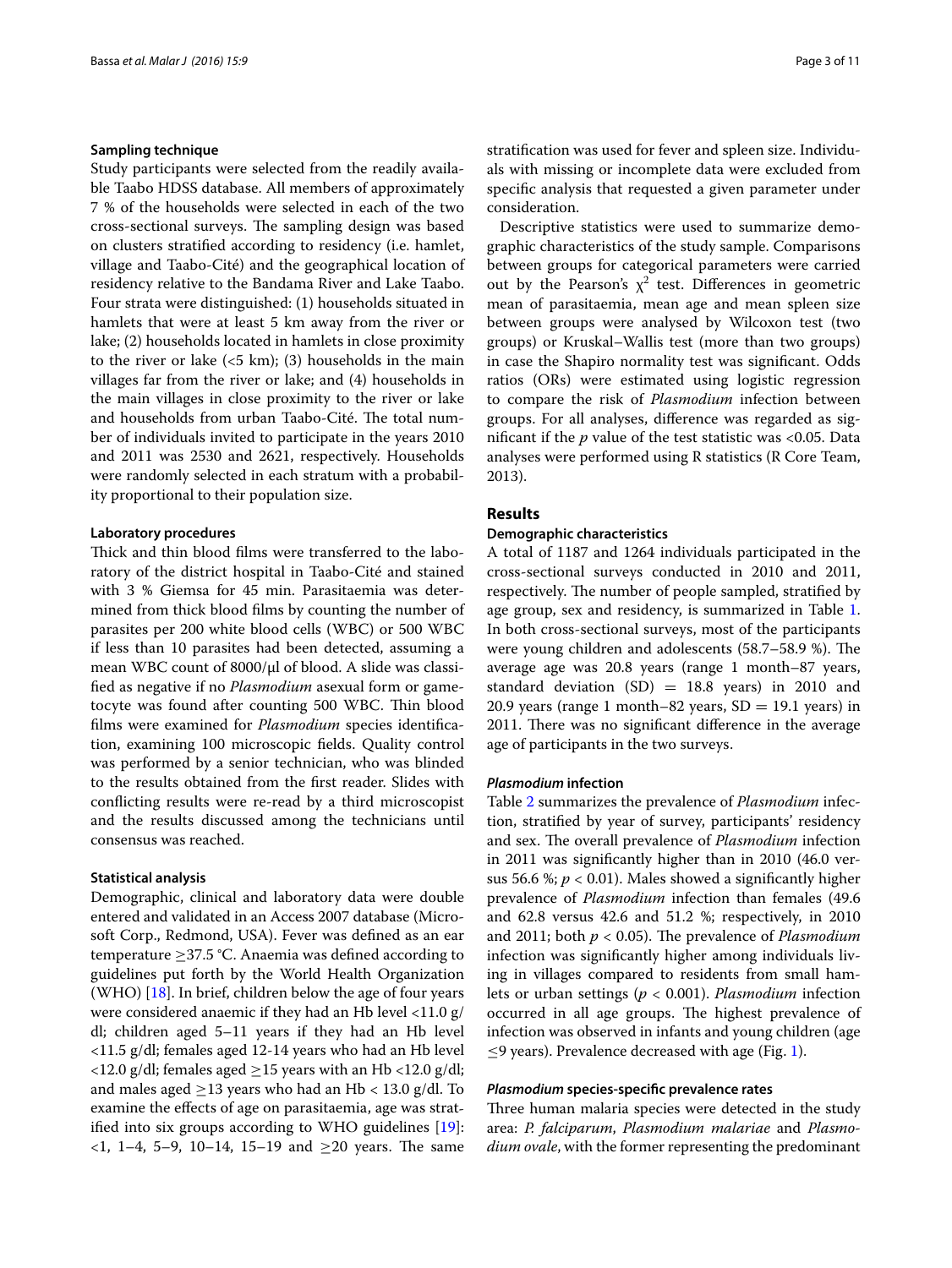### Sampling technique

Study participants were selected from the readily available Taabo HDSS database. All members of approximately 7 % of the households were selected in each of the two cross-sectional surveys. The sampling design was based on clusters stratified according to residency (i.e. hamlet, village and Taabo-Cité) and the geographical location of residency relative to the Bandama River and Lake Taabo. Four strata were distinguished: (1) households situated in hamlets that were at least 5 km away from the river or lake; (2) households located in hamlets in close proximity to the river or lake (<5 km); (3) households in the main villages far from the river or lake; and (4) households in the main villages in close proximity to the river or lake and households from urban Taabo-Cité. The total number of individuals invited to participate in the years 2010 and 2011 was 2530 and 2621, respectively. Households were randomly selected in each stratum with a probability proportional to their population size.

### Laboratory procedures

Thick and thin blood films were transferred to the laboratory of the district hospital in Taabo-Cité and stained with 3 % Giemsa for 45 min. Parasitaemia was determined from thick blood films by counting the number of parasites per 200 white blood cells (WBC) or 500 WBC if less than 10 parasites had been detected, assuming a mean WBC count of 8000/μl of blood. A slide was classified as negative if no *Plasmodium* asexual form or gametocyte was found after counting 500 WBC. Thin blood films were examined for *Plasmodium* species identification, examining 100 microscopic fields. Quality control was performed by a senior technician, who was blinded to the results obtained from the first reader. Slides with conflicting results were re-read by a third microscopist and the results discussed among the technicians until consensus was reached.

### Statistical analysis

Demographic, clinical and laboratory data were double entered and validated in an Access 2007 database (Microsoft Corp., Redmond, USA). Fever was defined as an ear temperature ≥37.5 °C. Anaemia was defined according to guidelines put forth by the World Health Organization (WHO) [18]. In brief, children below the age of four years were considered anaemic if they had an Hb level <11.0 g/dl; children aged 5–11 years if they had an Hb level <11.5 g/dl; females aged 12-14 years who had an Hb level <12.0 g/dl; females aged ≥15 years with an Hb <12.0 g/dl; and males aged ≥13 years who had an Hb < 13.0 g/dl. To examine the effects of age on parasitaemia, age was stratified into six groups according to WHO guidelines [19]: <1, 1–4, 5–9, 10–14, 15–19 and ≥20 years. The same stratification was used for fever and spleen size. Individuals with missing or incomplete data were excluded from specific analysis that requested a given parameter under consideration.

Descriptive statistics were used to summarize demographic characteristics of the study sample. Comparisons between groups for categorical parameters were carried out by the Pearson's $\chi^2$ test. Differences in geometric mean of parasitaemia, mean age and mean spleen size between groups were analysed by Wilcoxon test (two groups) or Kruskal–Wallis test (more than two groups) in case the Shapiro normality test was significant. Odds ratios (ORs) were estimated using logistic regression to compare the risk of *Plasmodium* infection between groups. For all analyses, difference was regarded as significant if the $p$ value of the test statistic was <0.05. Data analyses were performed using R statistics (R Core Team, 2013).

## Results

### Demographic characteristics

A total of 1187 and 1264 individuals participated in the cross-sectional surveys conducted in 2010 and 2011, respectively. The number of people sampled, stratified by age group, sex and residency, is summarized in Table 1. In both cross-sectional surveys, most of the participants were young children and adolescents (58.7–58.9 %). The average age was 20.8 years (range 1 month–87 years, standard deviation (SD) = 18.8 years) in 2010 and 20.9 years (range 1 month–82 years, SD = 19.1 years) in 2011. There was no significant difference in the average age of participants in the two surveys.

### *Plasmodium* infection

Table 2 summarizes the prevalence of *Plasmodium* infection, stratified by year of survey, participants' residency and sex. The overall prevalence of *Plasmodium* infection in 2011 was significantly higher than in 2010 (46.0 versus 56.6 %; $p < 0.01$). Males showed a significantly higher prevalence of *Plasmodium* infection than females (49.6 and 62.8 versus 42.6 and 51.2 %; respectively, in 2010 and 2011; both $p < 0.05$). The prevalence of *Plasmodium* infection was significantly higher among individuals living in villages compared to residents from small hamlets or urban settings ($p < 0.001$). *Plasmodium* infection occurred in all age groups. The highest prevalence of infection was observed in infants and young children (age ≤9 years). Prevalence decreased with age (Fig. 1).

### *Plasmodium* species-specific prevalence rates

Three human malaria species were detected in the study area: *P. falciparum*, *Plasmodium malariae* and *Plasmodium ovale*, with the former representing the predominant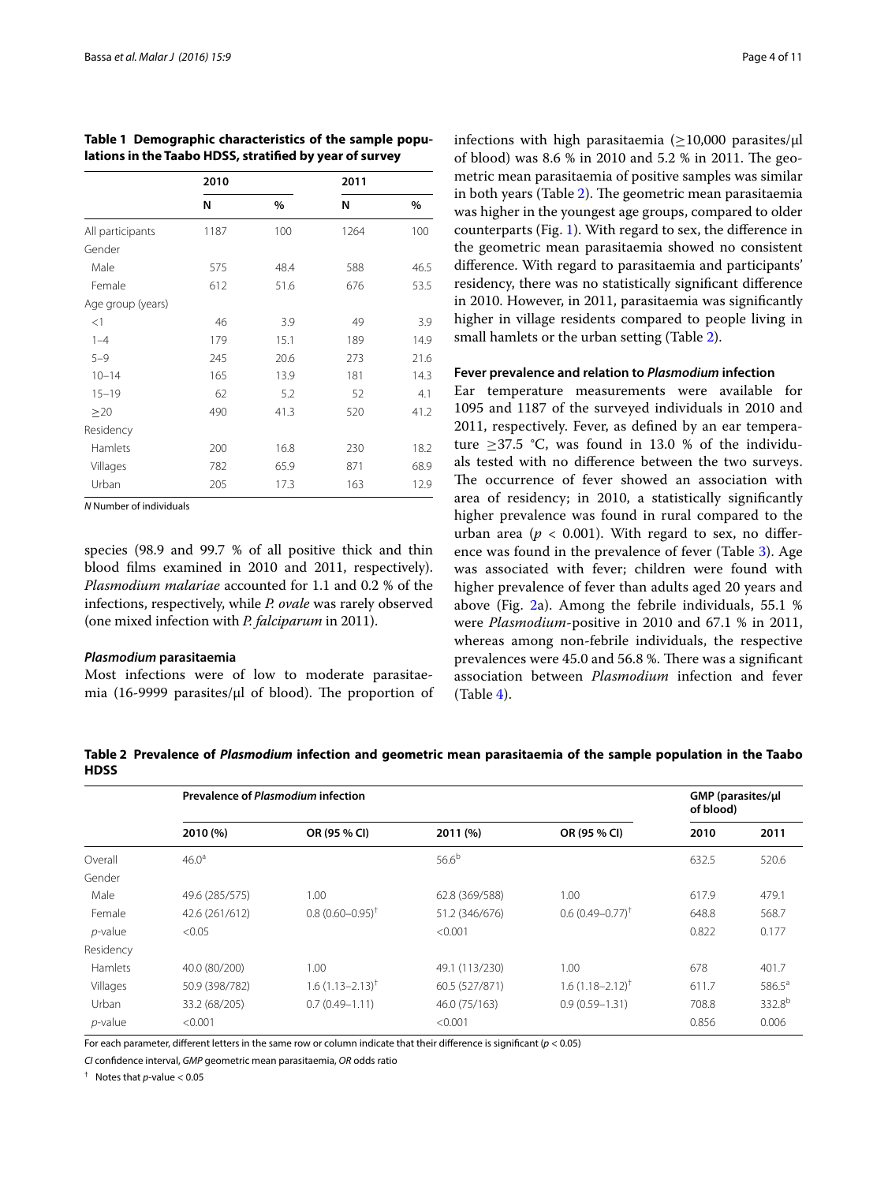**Table 1 Demographic characteristics of the sample populations in the Taabo HDSS, stratified by year of survey**

| | 2010 | | 2011 | |
|---|---|---|---|---|
| | N | % | N | % |
| All participants | 1187 | 100 | 1264 | 100 |
| Gender | | | | |
| Male | 575 | 48.4 | 588 | 46.5 |
| Female | 612 | 51.6 | 676 | 53.5 |
| Age group (years) | | | | |
| <1 | 46 | 3.9 | 49 | 3.9 |
| 1–4 | 179 | 15.1 | 189 | 14.9 |
| 5–9 | 245 | 20.6 | 273 | 21.6 |
| 10–14 | 165 | 13.9 | 181 | 14.3 |
| 15–19 | 62 | 5.2 | 52 | 4.1 |
| ≥20 | 490 | 41.3 | 520 | 41.2 |
| Residency | | | | |
| Hamlets | 200 | 16.8 | 230 | 18.2 |
| Villages | 782 | 65.9 | 871 | 68.9 |
| Urban | 205 | 17.3 | 163 | 12.9 |

*N* Number of individuals

species (98.9 and 99.7 % of all positive thick and thin blood films examined in 2010 and 2011, respectively). *Plasmodium malariae* accounted for 1.1 and 0.2 % of the infections, respectively, while *P. ovale* was rarely observed (one mixed infection with *P. falciparum* in 2011).

#### *Plasmodium* parasitaemia

Most infections were of low to moderate parasitaemia (16-9999 parasites/μl of blood). The proportion of infections with high parasitaemia (≥10,000 parasites/μl of blood) was 8.6 % in 2010 and 5.2 % in 2011. The geometric mean parasitaemia of positive samples was similar in both years (Table 2). The geometric mean parasitaemia was higher in the youngest age groups, compared to older counterparts (Fig. 1). With regard to sex, the difference in the geometric mean parasitaemia showed no consistent difference. With regard to parasitaemia and participants' residency, there was no statistically significant difference in 2010. However, in 2011, parasitaemia was significantly higher in village residents compared to people living in small hamlets or the urban setting (Table 2).

#### Fever prevalence and relation to *Plasmodium* infection

Ear temperature measurements were available for 1095 and 1187 of the surveyed individuals in 2010 and 2011, respectively. Fever, as defined by an ear temperature ≥37.5 °C, was found in 13.0 % of the individuals tested with no difference between the two surveys. The occurrence of fever showed an association with area of residency; in 2010, a statistically significantly higher prevalence was found in rural compared to the urban area ($p < 0.001$). With regard to sex, no difference was found in the prevalence of fever (Table 3). Age was associated with fever; children were found with higher prevalence of fever than adults aged 20 years and above (Fig. 2a). Among the febrile individuals, 55.1 % were *Plasmodium*-positive in 2010 and 67.1 % in 2011, whereas among non-febrile individuals, the respective prevalences were 45.0 and 56.8 %. There was a significant association between *Plasmodium* infection and fever (Table 4).

**Table 2 Prevalence of *Plasmodium* infection and geometric mean parasitaemia of the sample population in the Taabo HDSS**

| | Prevalence of *Plasmodium* infection | | | | GMP (parasites/μl of blood) | |
|---|---|---|---|---|---|---|
| | 2010 (%) | OR (95 % CI) | 2011 (%) | OR (95 % CI) | 2010 | 2011 |
| Overall | 46.0[a] | | 56.6[b] | | 632.5 | 520.6 |
| Gender | | | | | | |
| Male | 49.6 (285/575) | 1.00 | 62.8 (369/588) | 1.00 | 617.9 | 479.1 |
| Female | 42.6 (261/612) | 0.8 (0.60–0.95)[†] | 51.2 (346/676) | 0.6 (0.49–0.77)[†] | 648.8 | 568.7 |
| *p*-value | <0.05 | | <0.001 | | 0.822 | 0.177 |
| Residency | | | | | | |
| Hamlets | 40.0 (80/200) | 1.00 | 49.1 (113/230) | 1.00 | 678 | 401.7 |
| Villages | 50.9 (398/782) | 1.6 (1.13–2.13)[†] | 60.5 (527/871) | 1.6 (1.18–2.12)[†] | 611.7 | 586.5[a] |
| Urban | 33.2 (68/205) | 0.7 (0.49–1.11) | 46.0 (75/163) | 0.9 (0.59–1.31) | 708.8 | 332.8[b] |
| *p*-value | <0.001 | | <0.001 | | 0.856 | 0.006 |

For each parameter, different letters in the same row or column indicate that their difference is significant ($p < 0.05$)

*CI* confidence interval, *GMP* geometric mean parasitaemia, *OR* odds ratio

[†] Notes that *p*-value < 0.05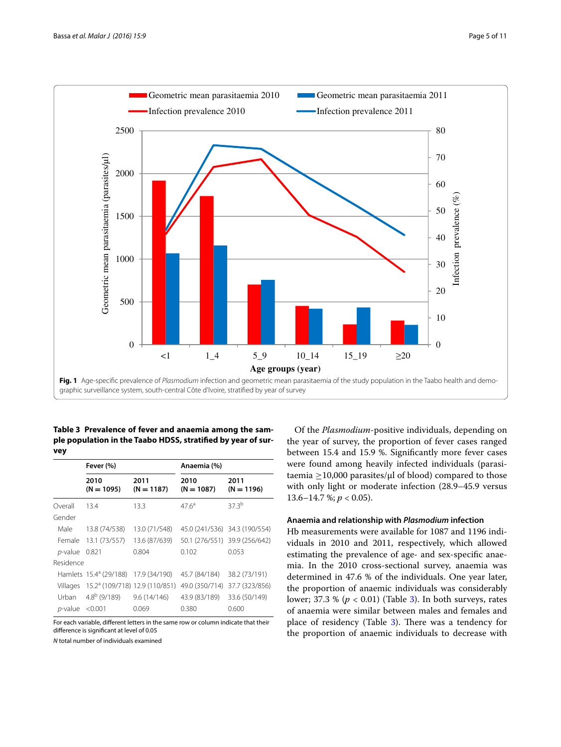**Fig. 1** Age-specific prevalence of *Plasmodium* infection and geometric mean parasitaemia of the study population in the Taabo health and demographic surveillance system, south-central Côte d'Ivoire, stratified by year of survey

**Table 3 Prevalence of fever and anaemia among the sample population in the Taabo HDSS, stratified by year of survey**

| | Fever (%) | | Anaemia (%) | |
|---|---|---|---|---|
| | 2010 (N = 1095) | 2011 (N = 1187) | 2010 (N = 1087) | 2011 (N = 1196) |
| Overall | 13.4 | 13.3 | 47.6[a] | 37.3[b] |
| Gender | | | | |
| Male | 13.8 (74/538) | 13.0 (71/548) | 45.0 (241/536) | 34.3 (190/554) |
| Female | 13.1 (73/557) | 13.6 (87/639) | 50.1 (276/551) | 39.9 (256/642) |
| *p*-value | 0.821 | 0.804 | 0.102 | 0.053 |
| Residence | | | | |
| Hamlets | 15.4[a] (29/188) | 17.9 (34/190) | 45.7 (84/184) | 38.2 (73/191) |
| Villages | 15.2[a] (109/718) | 12.9 (110/851) | 49.0 (350/714) | 37.7 (323/856) |
| Urban | 4.8[b] (9/189) | 9.6 (14/146) | 43.9 (83/189) | 33.6 (50/149) |
| *p*-value | <0.001 | 0.069 | 0.380 | 0.600 |

For each variable, different letters in the same row or column indicate that their difference is significant at level of 0.05

*N* total number of individuals examined

Of the *Plasmodium*-positive individuals, depending on the year of survey, the proportion of fever cases ranged between 15.4 and 15.9 %. Significantly more fever cases were found among heavily infected individuals (parasitaemia ≥10,000 parasites/μl of blood) compared to those with only light or moderate infection (28.9–45.9 versus 13.6–14.7 %; $p < 0.05$).

### Anaemia and relationship with *Plasmodium* infection

Hb measurements were available for 1087 and 1196 individuals in 2010 and 2011, respectively, which allowed estimating the prevalence of age- and sex-specific anaemia. In the 2010 cross-sectional survey, anaemia was determined in 47.6 % of the individuals. One year later, the proportion of anaemic individuals was considerably lower; 37.3 % ($p < 0.01$) (Table 3). In both surveys, rates of anaemia were similar between males and females and place of residency (Table 3). There was a tendency for the proportion of anaemic individuals to decrease with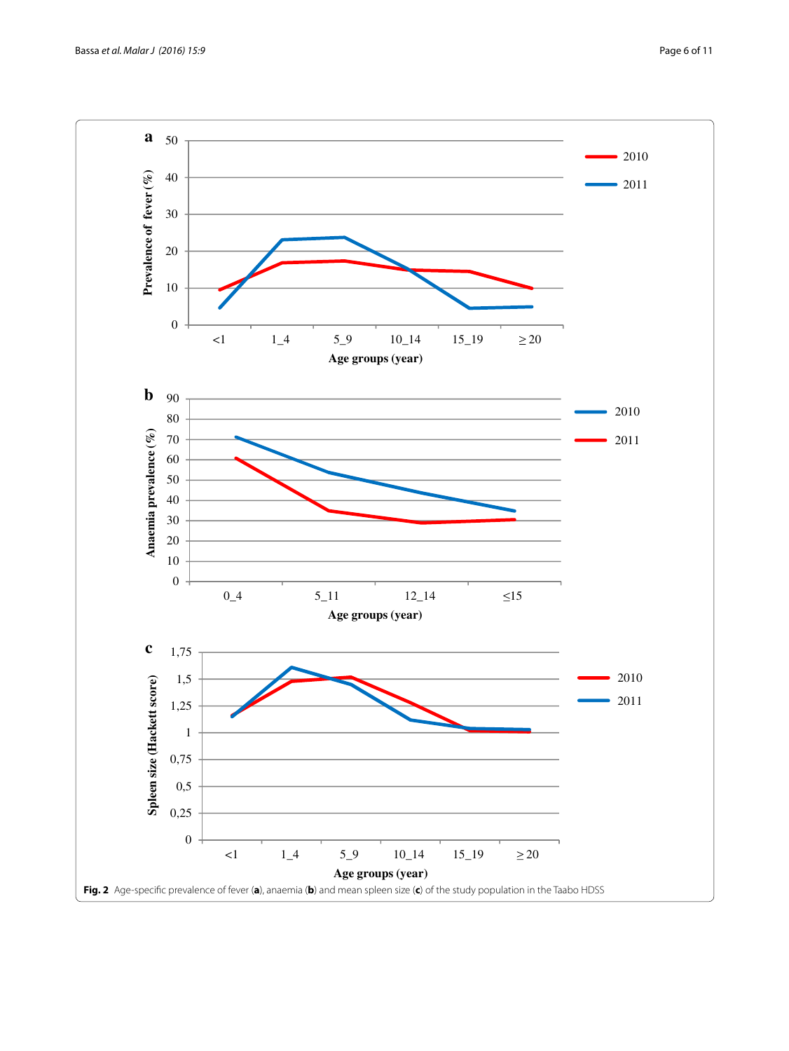**Fig. 2** Age-specific prevalence of fever (**a**), anaemia (**b**) and mean spleen size (**c**) of the study population in the Taabo HDSS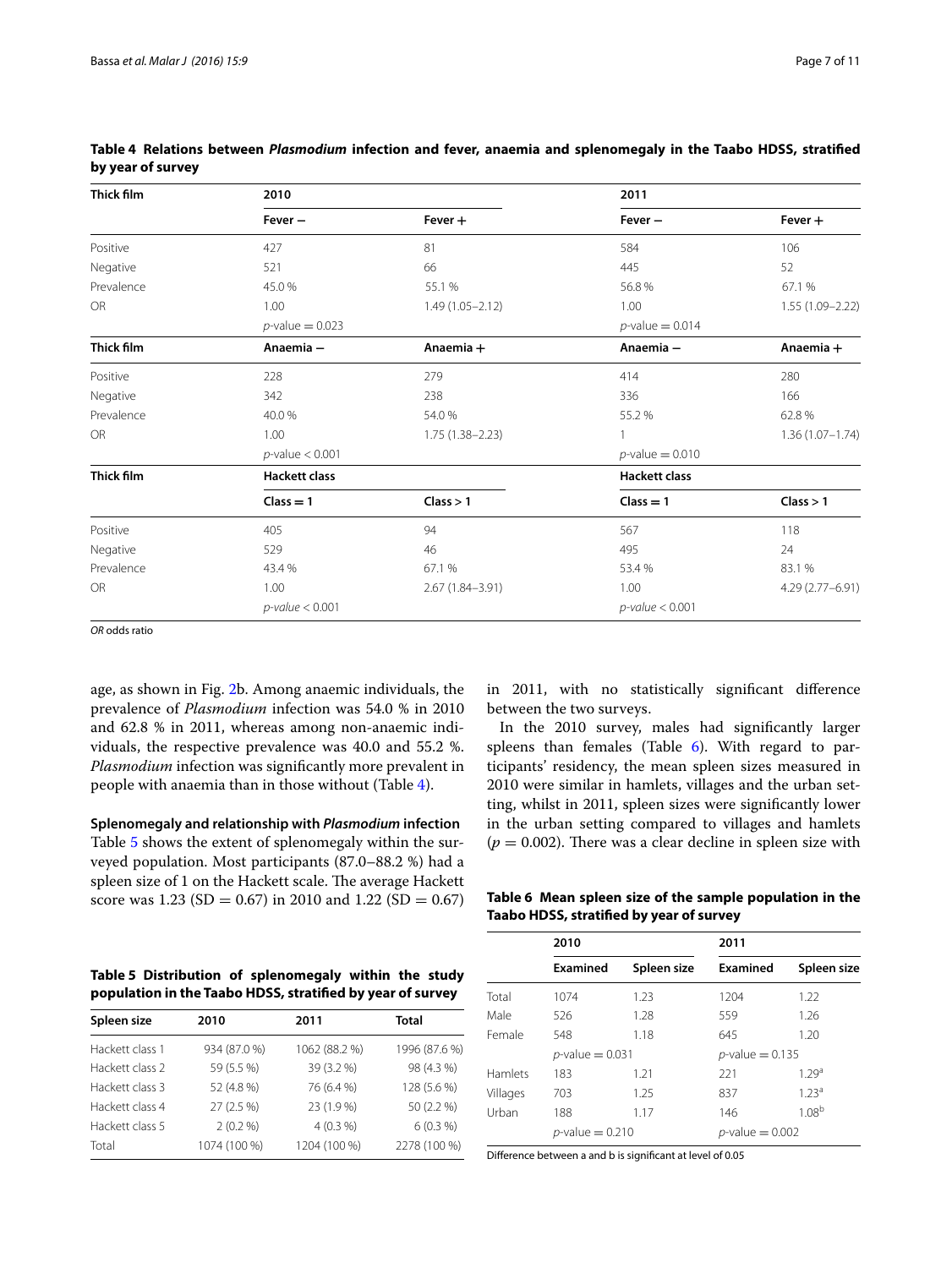**Table 4 Relations between *Plasmodium* infection and fever, anaemia and splenomegaly in the Taabo HDSS, stratified by year of survey**

| Thick film | 2010 | | 2011 | |
|---|---|---|---|---|
| | Fever − | Fever + | Fever − | Fever + |
| Positive | 427 | 81 | 584 | 106 |
| Negative | 521 | 66 | 445 | 52 |
| Prevalence | 45.0 % | 55.1 % | 56.8 % | 67.1 % |
| OR | 1.00 | 1.49 (1.05–2.12) | 1.00 | 1.55 (1.09–2.22) |
| | *p*-value = 0.023 | | *p*-value = 0.014 | |
| **Thick film** | **Anaemia −** | **Anaemia +** | **Anaemia −** | **Anaemia +** |
| Positive | 228 | 279 | 414 | 280 |
| Negative | 342 | 238 | 336 | 166 |
| Prevalence | 40.0 % | 54.0 % | 55.2 % | 62.8 % |
| OR | 1.00 | 1.75 (1.38–2.23) | 1 | 1.36 (1.07–1.74) |
| | *p*-value < 0.001 | | *p*-value = 0.010 | |
| **Thick film** | **Hackett class** | | **Hackett class** | |
| | Class = 1 | Class > 1 | Class = 1 | Class > 1 |
| Positive | 405 | 94 | 567 | 118 |
| Negative | 529 | 46 | 495 | 24 |
| Prevalence | 43.4 % | 67.1 % | 53.4 % | 83.1 % |
| OR | 1.00 | 2.67 (1.84–3.91) | 1.00 | 4.29 (2.77–6.91) |
| | *p-value* < 0.001 | | *p-value* < 0.001 | |

*OR* odds ratio

age, as shown in Fig. 2b. Among anaemic individuals, the prevalence of *Plasmodium* infection was 54.0 % in 2010 and 62.8 % in 2011, whereas among non-anaemic individuals, the respective prevalence was 40.0 and 55.2 %. *Plasmodium* infection was significantly more prevalent in people with anaemia than in those without (Table 4).

**Splenomegaly and relationship with *Plasmodium* infection**

Table 5 shows the extent of splenomegaly within the surveyed population. Most participants (87.0–88.2 %) had a spleen size of 1 on the Hackett scale. The average Hackett score was 1.23 (SD = 0.67) in 2010 and 1.22 (SD = 0.67) in 2011, with no statistically significant difference between the two surveys.

In the 2010 survey, males had significantly larger spleens than females (Table 6). With regard to participants' residency, the mean spleen sizes measured in 2010 were similar in hamlets, villages and the urban setting, whilst in 2011, spleen sizes were significantly lower in the urban setting compared to villages and hamlets ($p = 0.002$). There was a clear decline in spleen size with

**Table 5 Distribution of splenomegaly within the study population in the Taabo HDSS, stratified by year of survey**

| Spleen size | 2010 | 2011 | Total |
|---|---|---|---|
| Hackett class 1 | 934 (87.0 %) | 1062 (88.2 %) | 1996 (87.6 %) |
| Hackett class 2 | 59 (5.5 %) | 39 (3.2 %) | 98 (4.3 %) |
| Hackett class 3 | 52 (4.8 %) | 76 (6.4 %) | 128 (5.6 %) |
| Hackett class 4 | 27 (2.5 %) | 23 (1.9 %) | 50 (2.2 %) |
| Hackett class 5 | 2 (0.2 %) | 4 (0.3 %) | 6 (0.3 %) |
| Total | 1074 (100 %) | 1204 (100 %) | 2278 (100 %) |

**Table 6 Mean spleen size of the sample population in the Taabo HDSS, stratified by year of survey**

| | 2010 | | 2011 | |
|---|---|---|---|---|
| | Examined | Spleen size | Examined | Spleen size |
| Total | 1074 | 1.23 | 1204 | 1.22 |
| Male | 526 | 1.28 | 559 | 1.26 |
| Female | 548 | 1.18 | 645 | 1.20 |
| | *p*-value = 0.031 | | *p*-value = 0.135 | |
| Hamlets | 183 | 1.21 | 221 | 1.29[a] |
| Villages | 703 | 1.25 | 837 | 1.23[a] |
| Urban | 188 | 1.17 | 146 | 1.08[b] |
| | *p*-value = 0.210 | | *p*-value = 0.002 | |

Difference between a and b is significant at level of 0.05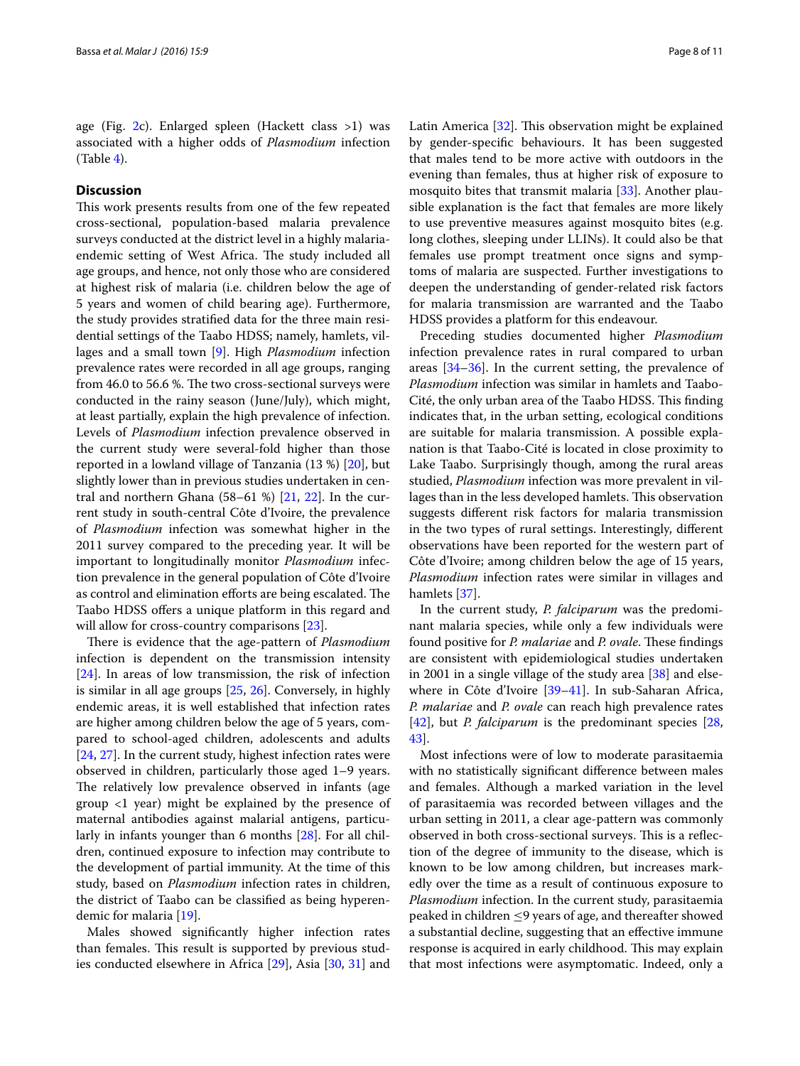age (Fig. 2c). Enlarged spleen (Hackett class >1) was associated with a higher odds of *Plasmodium* infection (Table 4).

## Discussion

This work presents results from one of the few repeated cross-sectional, population-based malaria prevalence surveys conducted at the district level in a highly malaria-endemic setting of West Africa. The study included all age groups, and hence, not only those who are considered at highest risk of malaria (i.e. children below the age of 5 years and women of child bearing age). Furthermore, the study provides stratified data for the three main residential settings of the Taabo HDSS; namely, hamlets, villages and a small town [9]. High *Plasmodium* infection prevalence rates were recorded in all age groups, ranging from 46.0 to 56.6 %. The two cross-sectional surveys were conducted in the rainy season (June/July), which might, at least partially, explain the high prevalence of infection. Levels of *Plasmodium* infection prevalence observed in the current study were several-fold higher than those reported in a lowland village of Tanzania (13 %) [20], but slightly lower than in previous studies undertaken in central and northern Ghana (58–61 %) [21, 22]. In the current study in south-central Côte d'Ivoire, the prevalence of *Plasmodium* infection was somewhat higher in the 2011 survey compared to the preceding year. It will be important to longitudinally monitor *Plasmodium* infection prevalence in the general population of Côte d'Ivoire as control and elimination efforts are being escalated. The Taabo HDSS offers a unique platform in this regard and will allow for cross-country comparisons [23].

There is evidence that the age-pattern of *Plasmodium* infection is dependent on the transmission intensity [24]. In areas of low transmission, the risk of infection is similar in all age groups [25, 26]. Conversely, in highly endemic areas, it is well established that infection rates are higher among children below the age of 5 years, compared to school-aged children, adolescents and adults [24, 27]. In the current study, highest infection rates were observed in children, particularly those aged 1–9 years. The relatively low prevalence observed in infants (age group <1 year) might be explained by the presence of maternal antibodies against malarial antigens, particularly in infants younger than 6 months [28]. For all children, continued exposure to infection may contribute to the development of partial immunity. At the time of this study, based on *Plasmodium* infection rates in children, the district of Taabo can be classified as being hyperendemic for malaria [19].

Males showed significantly higher infection rates than females. This result is supported by previous studies conducted elsewhere in Africa [29], Asia [30, 31] and Latin America [32]. This observation might be explained by gender-specific behaviours. It has been suggested that males tend to be more active with outdoors in the evening than females, thus at higher risk of exposure to mosquito bites that transmit malaria [33]. Another plausible explanation is the fact that females are more likely to use preventive measures against mosquito bites (e.g. long clothes, sleeping under LLINs). It could also be that females use prompt treatment once signs and symptoms of malaria are suspected. Further investigations to deepen the understanding of gender-related risk factors for malaria transmission are warranted and the Taabo HDSS provides a platform for this endeavour.

Preceding studies documented higher *Plasmodium* infection prevalence rates in rural compared to urban areas [34–36]. In the current setting, the prevalence of *Plasmodium* infection was similar in hamlets and Taabo-Cité, the only urban area of the Taabo HDSS. This finding indicates that, in the urban setting, ecological conditions are suitable for malaria transmission. A possible explanation is that Taabo-Cité is located in close proximity to Lake Taabo. Surprisingly though, among the rural areas studied, *Plasmodium* infection was more prevalent in villages than in the less developed hamlets. This observation suggests different risk factors for malaria transmission in the two types of rural settings. Interestingly, different observations have been reported for the western part of Côte d'Ivoire; among children below the age of 15 years, *Plasmodium* infection rates were similar in villages and hamlets [37].

In the current study, *P. falciparum* was the predominant malaria species, while only a few individuals were found positive for *P. malariae* and *P. ovale*. These findings are consistent with epidemiological studies undertaken in 2001 in a single village of the study area [38] and elsewhere in Côte d'Ivoire [39–41]. In sub-Saharan Africa, *P. malariae* and *P. ovale* can reach high prevalence rates [42], but *P. falciparum* is the predominant species [28, 43].

Most infections were of low to moderate parasitaemia with no statistically significant difference between males and females. Although a marked variation in the level of parasitaemia was recorded between villages and the urban setting in 2011, a clear age-pattern was commonly observed in both cross-sectional surveys. This is a reflection of the degree of immunity to the disease, which is known to be low among children, but increases markedly over the time as a result of continuous exposure to *Plasmodium* infection. In the current study, parasitaemia peaked in children ≤9 years of age, and thereafter showed a substantial decline, suggesting that an effective immune response is acquired in early childhood. This may explain that most infections were asymptomatic. Indeed, only a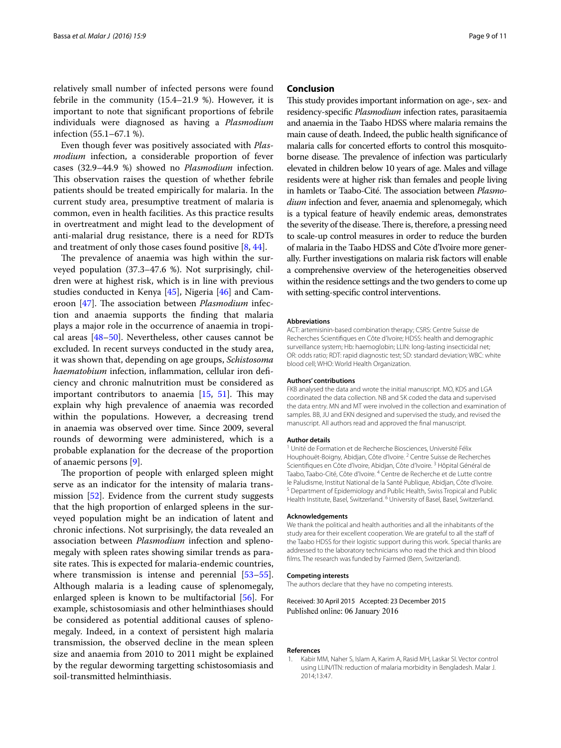relatively small number of infected persons were found febrile in the community (15.4–21.9 %). However, it is important to note that significant proportions of febrile individuals were diagnosed as having a *Plasmodium* infection (55.1–67.1 %).

Even though fever was positively associated with *Plasmodium* infection, a considerable proportion of fever cases (32.9–44.9 %) showed no *Plasmodium* infection. This observation raises the question of whether febrile patients should be treated empirically for malaria. In the current study area, presumptive treatment of malaria is common, even in health facilities. As this practice results in overtreatment and might lead to the development of anti-malarial drug resistance, there is a need for RDTs and treatment of only those cases found positive [8, 44].

The prevalence of anaemia was high within the surveyed population (37.3–47.6 %). Not surprisingly, children were at highest risk, which is in line with previous studies conducted in Kenya [45], Nigeria [46] and Cameroon [47]. The association between *Plasmodium* infection and anaemia supports the finding that malaria plays a major role in the occurrence of anaemia in tropical areas [48–50]. Nevertheless, other causes cannot be excluded. In recent surveys conducted in the study area, it was shown that, depending on age groups, *Schistosoma haematobium* infection, inflammation, cellular iron deficiency and chronic malnutrition must be considered as important contributors to anaemia [15, 51]. This may explain why high prevalence of anaemia was recorded within the populations. However, a decreasing trend in anaemia was observed over time. Since 2009, several rounds of deworming were administered, which is a probable explanation for the decrease of the proportion of anaemic persons [9].

The proportion of people with enlarged spleen might serve as an indicator for the intensity of malaria transmission [52]. Evidence from the current study suggests that the high proportion of enlarged spleens in the surveyed population might be an indication of latent and chronic infections. Not surprisingly, the data revealed an association between *Plasmodium* infection and splenomegaly with spleen rates showing similar trends as parasite rates. This is expected for malaria-endemic countries, where transmission is intense and perennial [53–55]. Although malaria is a leading cause of splenomegaly, enlarged spleen is known to be multifactorial [56]. For example, schistosomiasis and other helminthiases should be considered as potential additional causes of splenomegaly. Indeed, in a context of persistent high malaria transmission, the observed decline in the mean spleen size and anaemia from 2010 to 2011 might be explained by the regular deworming targetting schistosomiasis and soil-transmitted helminthiasis.

## Conclusion

This study provides important information on age-, sex- and residency-specific *Plasmodium* infection rates, parasitaemia and anaemia in the Taabo HDSS where malaria remains the main cause of death. Indeed, the public health significance of malaria calls for concerted efforts to control this mosquito-borne disease. The prevalence of infection was particularly elevated in children below 10 years of age. Males and village residents were at higher risk than females and people living in hamlets or Taabo-Cité. The association between *Plasmodium* infection and fever, anaemia and splenomegaly, which is a typical feature of heavily endemic areas, demonstrates the severity of the disease. There is, therefore, a pressing need to scale-up control measures in order to reduce the burden of malaria in the Taabo HDSS and Côte d'Ivoire more generally. Further investigations on malaria risk factors will enable a comprehensive overview of the heterogeneities observed within the residence settings and the two genders to come up with setting-specific control interventions.

#### Abbreviations

ACT: artemisinin-based combination therapy; CSRS: Centre Suisse de Recherches Scientifiques en Côte d'Ivoire; HDSS: health and demographic surveillance system; Hb: haemoglobin; LLIN: long-lasting insecticidal net; OR: odds ratio; RDT: rapid diagnostic test; SD: standard deviation; WBC: white blood cell; WHO: World Health Organization.

#### Authors' contributions

FKB analysed the data and wrote the initial manuscript. MO, KDS and LGA coordinated the data collection. NB and SK coded the data and supervised the data entry. MN and MT were involved in the collection and examination of samples. BB, JU and EKN designed and supervised the study, and revised the manuscript. All authors read and approved the final manuscript.

#### Author details

[1] Unité de Formation et de Recherche Biosciences, Université Félix Houphouët-Boigny, Abidjan, Côte d'Ivoire. [2] Centre Suisse de Recherches Scientifiques en Côte d'Ivoire, Abidjan, Côte d'Ivoire. [3] Hôpital Général de Taabo, Taabo-Cité, Côte d'Ivoire. [4] Centre de Recherche et de Lutte contre le Paludisme, Institut National de la Santé Publique, Abidjan, Côte d'Ivoire. [5] Department of Epidemiology and Public Health, Swiss Tropical and Public Health Institute, Basel, Switzerland. [6] University of Basel, Basel, Switzerland.

#### Acknowledgements

We thank the political and health authorities and all the inhabitants of the study area for their excellent cooperation. We are grateful to all the staff of the Taabo HDSS for their logistic support during this work. Special thanks are addressed to the laboratory technicians who read the thick and thin blood films. The research was funded by Fairmed (Bern, Switzerland).

#### Competing interests

The authors declare that they have no competing interests.

Received: 30 April 2015 Accepted: 23 December 2015
Published online: 06 January 2016

#### References

1. Kabir MM, Naher S, Islam A, Karim A, Rasid MH, Laskar SI. Vector control using LLIN/ITN: reduction of malaria morbidity in Bengladesh. Malar J. 2014;13:47.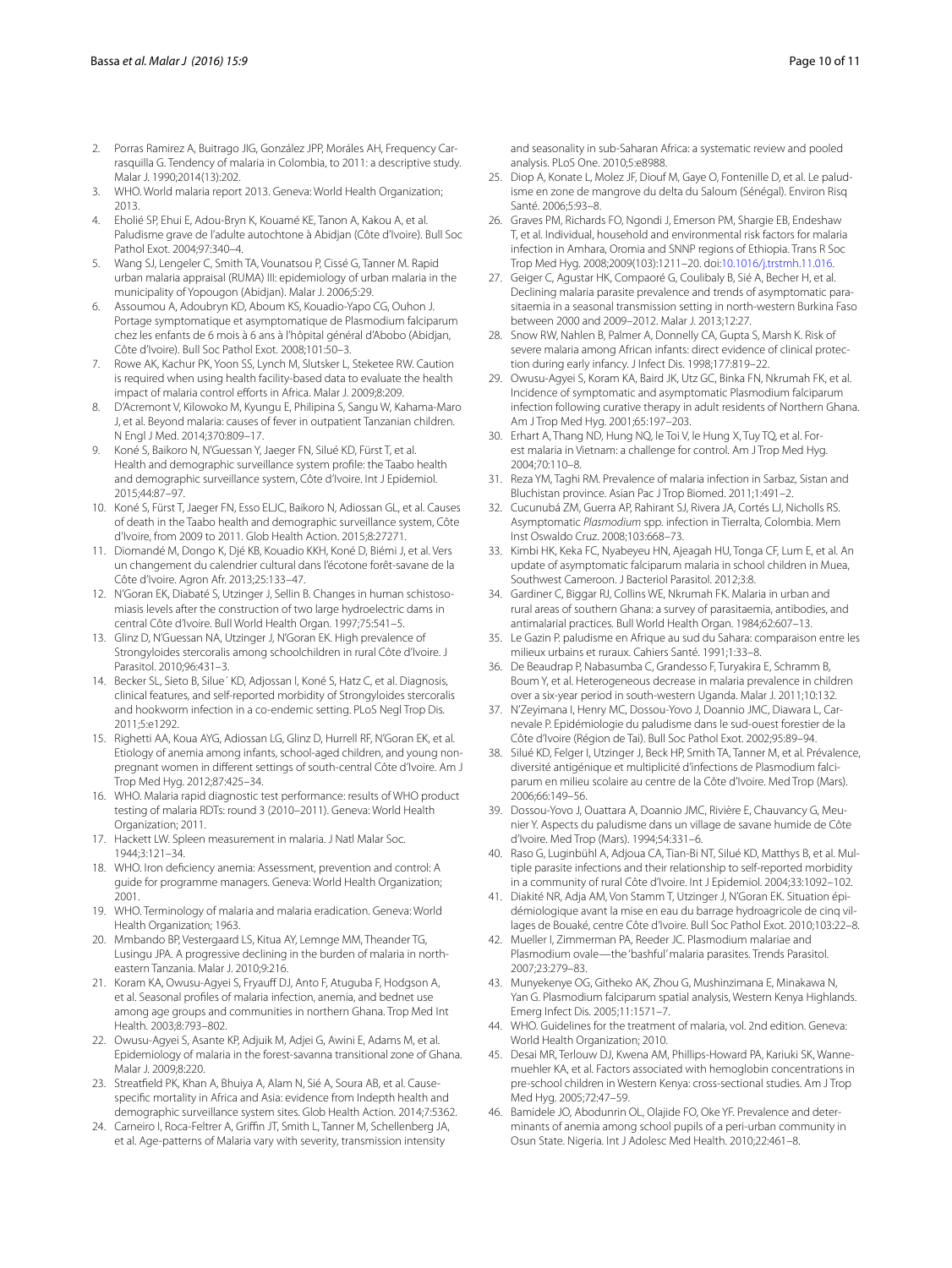2. Porras Ramirez A, Buitrago JIG, González JPP, Moráles AH, Frequency Carrasquilla G. Tendency of malaria in Colombia, to 2011: a descriptive study. Malar J. 1990;2014(13):202.
3. WHO. World malaria report 2013. Geneva: World Health Organization; 2013.
4. Eholié SP, Ehui E, Adou-Bryn K, Kouamé KE, Tanon A, Kakou A, et al. Paludisme grave de l'adulte autochtone à Abidjan (Côte d'Ivoire). Bull Soc Pathol Exot. 2004;97:340–4.
5. Wang SJ, Lengeler C, Smith TA, Vounatsou P, Cissé G, Tanner M. Rapid urban malaria appraisal (RUMA) III: epidemiology of urban malaria in the municipality of Yopougon (Abidjan). Malar J. 2006;5:29.
6. Assoumou A, Adoubryn KD, Aboum KS, Kouadio-Yapo CG, Ouhon J. Portage symptomatique et asymptomatique de Plasmodium falciparum chez les enfants de 6 mois à 6 ans à l'hôpital général d'Abobo (Abidjan, Côte d'Ivoire). Bull Soc Pathol Exot. 2008;101:50–3.
7. Rowe AK, Kachur PK, Yoon SS, Lynch M, Slutsker L, Steketee RW. Caution is required when using health facility-based data to evaluate the health impact of malaria control efforts in Africa. Malar J. 2009;8:209.
8. D'Acremont V, Kilowoko M, Kyungu E, Philipina S, Sangu W, Kahama-Maro J, et al. Beyond malaria: causes of fever in outpatient Tanzanian children. N Engl J Med. 2014;370:809–17.
9. Koné S, Baikoro N, N'Guessan Y, Jaeger FN, Silué KD, Fürst T, et al. Health and demographic surveillance system profile: the Taabo health and demographic surveillance system, Côte d'Ivoire. Int J Epidemiol. 2015;44:87–97.
10. Koné S, Fürst T, Jaeger FN, Esso ELJC, Baikoro N, Adiossan GL, et al. Causes of death in the Taabo health and demographic surveillance system, Côte d'Ivoire, from 2009 to 2011. Glob Health Action. 2015;8:27271.
11. Diomandé M, Dongo K, Djé KB, Kouadio KKH, Koné D, Biémi J, et al. Vers un changement du calendrier cultural dans l'écotone forêt-savane de la Côte d'Ivoire. Agron Afr. 2013;25:133–47.
12. N'Goran EK, Diabaté S, Utzinger J, Sellin B. Changes in human schistosomiasis levels after the construction of two large hydroelectric dams in central Côte d'Ivoire. Bull World Health Organ. 1997;75:541–5.
13. Glinz D, N'Guessan NA, Utzinger J, N'Goran EK. High prevalence of Strongyloides stercoralis among schoolchildren in rural Côte d'Ivoire. J Parasitol. 2010;96:431–3.
14. Becker SL, Sieto B, Silue´ KD, Adjossan I, Koné S, Hatz C, et al. Diagnosis, clinical features, and self-reported morbidity of Strongyloides stercoralis and hookworm infection in a co-endemic setting. PLoS Negl Trop Dis. 2011;5:e1292.
15. Righetti AA, Koua AYG, Adiossan LG, Glinz D, Hurrell RF, N'Goran EK, et al. Etiology of anemia among infants, school-aged children, and young nonpregnant women in different settings of south-central Côte d'Ivoire. Am J Trop Med Hyg. 2012;87:425–34.
16. WHO. Malaria rapid diagnostic test performance: results of WHO product testing of malaria RDTs: round 3 (2010–2011). Geneva: World Health Organization; 2011.
17. Hackett LW. Spleen measurement in malaria. J Natl Malar Soc. 1944;3:121–34.
18. WHO. Iron deficiency anemia: Assessment, prevention and control: A guide for programme managers. Geneva: World Health Organization; 2001.
19. WHO. Terminology of malaria and malaria eradication. Geneva: World Health Organization; 1963.
20. Mmbando BP, Vestergaard LS, Kitua AY, Lemnge MM, Theander TG, Lusingu JPA. A progressive declining in the burden of malaria in north-eastern Tanzania. Malar J. 2010;9:216.
21. Koram KA, Owusu-Agyei S, Fryauff DJ, Anto F, Atuguba F, Hodgson A, et al. Seasonal profiles of malaria infection, anemia, and bednet use among age groups and communities in northern Ghana. Trop Med Int Health. 2003;8:793–802.
22. Owusu-Agyei S, Asante KP, Adjuik M, Adjei G, Awini E, Adams M, et al. Epidemiology of malaria in the forest-savanna transitional zone of Ghana. Malar J. 2009;8:220.
23. Streatfield PK, Khan A, Bhuiya A, Alam N, Sié A, Soura AB, et al. Cause-specific mortality in Africa and Asia: evidence from Indepth health and demographic surveillance system sites. Glob Health Action. 2014;7:5362.
24. Carneiro I, Roca-Feltrer A, Griffin JT, Smith L, Tanner M, Schellenberg JA, et al. Age-patterns of Malaria vary with severity, transmission intensity and seasonality in sub-Saharan Africa: a systematic review and pooled analysis. PLoS One. 2010;5:e8988.
25. Diop A, Konate L, Molez JF, Diouf M, Gaye O, Fontenille D, et al. Le paludisme en zone de mangrove du delta du Saloum (Sénégal). Environ Risq Santé. 2006;5:93–8.
26. Graves PM, Richards FO, Ngondi J, Emerson PM, Shargie EB, Endeshaw T, et al. Individual, household and environmental risk factors for malaria infection in Amhara, Oromia and SNNP regions of Ethiopia. Trans R Soc Trop Med Hyg. 2008;2009(103):1211–20. doi:10.1016/j.trstmh.11.016.
27. Geiger C, Agustar HK, Compaoré G, Coulibaly B, Sié A, Becher H, et al. Declining malaria parasite prevalence and trends of asymptomatic parasitaemia in a seasonal transmission setting in north-western Burkina Faso between 2000 and 2009–2012. Malar J. 2013;12:27.
28. Snow RW, Nahlen B, Palmer A, Donnelly CA, Gupta S, Marsh K. Risk of severe malaria among African infants: direct evidence of clinical protection during early infancy. J Infect Dis. 1998;177:819–22.
29. Owusu-Agyei S, Koram KA, Baird JK, Utz GC, Binka FN, Nkrumah FK, et al. Incidence of symptomatic and asymptomatic Plasmodium falciparum infection following curative therapy in adult residents of Northern Ghana. Am J Trop Med Hyg. 2001;65:197–203.
30. Erhart A, Thang ND, Hung NQ, le Toi V, le Hung X, Tuy TQ, et al. Forest malaria in Vietnam: a challenge for control. Am J Trop Med Hyg. 2004;70:110–8.
31. Reza YM, Taghi RM. Prevalence of malaria infection in Sarbaz, Sistan and Bluchistan province. Asian Pac J Trop Biomed. 2011;1:491–2.
32. Cucunubá ZM, Guerra AP, Rahirant SJ, Rivera JA, Cortés LJ, Nicholls RS. Asymptomatic *Plasmodium* spp. infection in Tierralta, Colombia. Mem Inst Oswaldo Cruz. 2008;103:668–73.
33. Kimbi HK, Keka FC, Nyabeyeu HN, Ajeagah HU, Tonga CF, Lum E, et al. An update of asymptomatic falciparum malaria in school children in Muea, Southwest Cameroon. J Bacteriol Parasitol. 2012;3:8.
34. Gardiner C, Biggar RJ, Collins WE, Nkrumah FK. Malaria in urban and rural areas of southern Ghana: a survey of parasitaemia, antibodies, and antimalarial practices. Bull World Health Organ. 1984;62:607–13.
35. Le Gazin P. paludisme en Afrique au sud du Sahara: comparaison entre les milieux urbains et ruraux. Cahiers Santé. 1991;1:33–8.
36. De Beaudrap P, Nabasumba C, Grandesso F, Turyakira E, Schramm B, Boum Y, et al. Heterogeneous decrease in malaria prevalence in children over a six-year period in south-western Uganda. Malar J. 2011;10:132.
37. N'Zeyimana I, Henry MC, Dossou-Yovo J, Doannio JMC, Diawara L, Carnevale P. Epidémiologie du paludisme dans le sud-ouest forestier de la Côte d'Ivoire (Région de Taï). Bull Soc Pathol Exot. 2002;95:89–94.
38. Silué KD, Felger I, Utzinger J, Beck HP, Smith TA, Tanner M, et al. Prévalence, diversité antigénique et multiplicité d'infections de Plasmodium falciparum en milieu scolaire au centre de la Côte d'Ivoire. Med Trop (Mars). 2006;66:149–56.
39. Dossou-Yovo J, Ouattara A, Doannio JMC, Rivière E, Chauvancy G, Meunier Y. Aspects du paludisme dans un village de savane humide de Côte d'Ivoire. Med Trop (Mars). 1994;54:331–6.
40. Raso G, Luginbühl A, Adjoua CA, Tian-Bi NT, Silué KD, Matthys B, et al. Multiple parasite infections and their relationship to self-reported morbidity in a community of rural Côte d'Ivoire. Int J Epidemiol. 2004;33:1092–102.
41. Diakité NR, Adja AM, Von Stamm T, Utzinger J, N'Goran EK. Situation épidémiologique avant la mise en eau du barrage hydroagricole de cinq villages de Bouaké, centre Côte d'Ivoire. Bull Soc Pathol Exot. 2010;103:22–8.
42. Mueller I, Zimmerman PA, Reeder JC. Plasmodium malariae and Plasmodium ovale—the 'bashful' malaria parasites. Trends Parasitol. 2007;23:279–83.
43. Munyekenye OG, Githeko AK, Zhou G, Mushinzimana E, Minakawa N, Yan G. Plasmodium falciparum spatial analysis, Western Kenya Highlands. Emerg Infect Dis. 2005;11:1571–7.
44. WHO. Guidelines for the treatment of malaria, vol. 2nd edition. Geneva: World Health Organization; 2010.
45. Desai MR, Terlouw DJ, Kwena AM, Phillips-Howard PA, Kariuki SK, Wannemuehler KA, et al. Factors associated with hemoglobin concentrations in pre-school children in Western Kenya: cross-sectional studies. Am J Trop Med Hyg. 2005;72:47–59.
46. Bamidele JO, Abodunrin OL, Olajide FO, Oke YF. Prevalence and determinants of anemia among school pupils of a peri-urban community in Osun State. Nigeria. Int J Adolesc Med Health. 2010;22:461–8.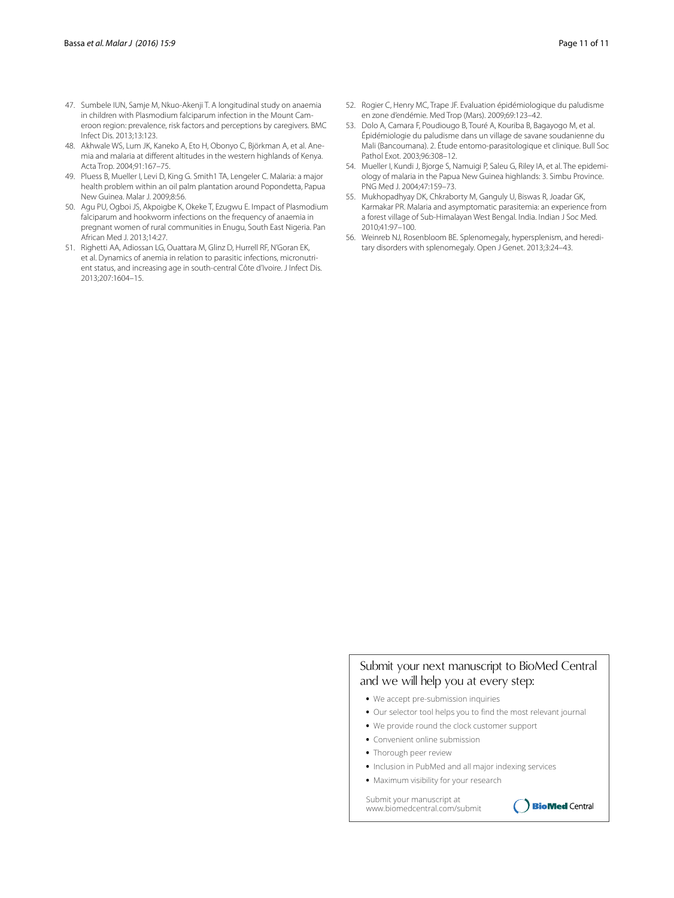47. Sumbele IUN, Samje M, Nkuo-Akenji T. A longitudinal study on anaemia in children with Plasmodium falciparum infection in the Mount Cameroon region: prevalence, risk factors and perceptions by caregivers. BMC Infect Dis. 2013;13:123.
48. Akhwale WS, Lum JK, Kaneko A, Eto H, Obonyo C, Björkman A, et al. Anemia and malaria at different altitudes in the western highlands of Kenya. Acta Trop. 2004;91:167–75.
49. Pluess B, Mueller I, Levi D, King G. Smith1 TA, Lengeler C. Malaria: a major health problem within an oil palm plantation around Popondetta, Papua New Guinea. Malar J. 2009;8:56.
50. Agu PU, Ogboi JS, Akpoigbe K, Okeke T, Ezugwu E. Impact of Plasmodium falciparum and hookworm infections on the frequency of anaemia in pregnant women of rural communities in Enugu, South East Nigeria. Pan African Med J. 2013;14:27.
51. Righetti AA, Adiossan LG, Ouattara M, Glinz D, Hurrell RF, N'Goran EK, et al. Dynamics of anemia in relation to parasitic infections, micronutrient status, and increasing age in south-central Côte d'Ivoire. J Infect Dis. 2013;207:1604–15.
52. Rogier C, Henry MC, Trape JF. Evaluation épidémiologique du paludisme en zone d'endémie. Med Trop (Mars). 2009;69:123–42.
53. Dolo A, Camara F, Poudiougo B, Touré A, Kouriba B, Bagayogo M, et al. Épidémiologie du paludisme dans un village de savane soudanienne du Mali (Bancoumana). 2. Étude entomo-parasitologique et clinique. Bull Soc Pathol Exot. 2003;96:308–12.
54. Mueller I, Kundi J, Bjorge S, Namuigi P, Saleu G, Riley IA, et al. The epidemiology of malaria in the Papua New Guinea highlands: 3. Simbu Province. PNG Med J. 2004;47:159–73.
55. Mukhopadhyay DK, Chkraborty M, Ganguly U, Biswas R, Joadar GK, Karmakar PR. Malaria and asymptomatic parasitemia: an experience from a forest village of Sub-Himalayan West Bengal. India. Indian J Soc Med. 2010;41:97–100.
56. Weinreb NJ, Rosenbloom BE. Splenomegaly, hypersplenism, and hereditary disorders with splenomegaly. Open J Genet. 2013;3:24–43.

Submit your next manuscript to BioMed Central and we will help you at every step:

- We accept pre-submission inquiries
- Our selector tool helps you to find the most relevant journal
- We provide round the clock customer support
- Convenient online submission
- Thorough peer review
- Inclusion in PubMed and all major indexing services
- Maximum visibility for your research

Submit your manuscript at www.biomedcentral.com/submit

BioMed Central